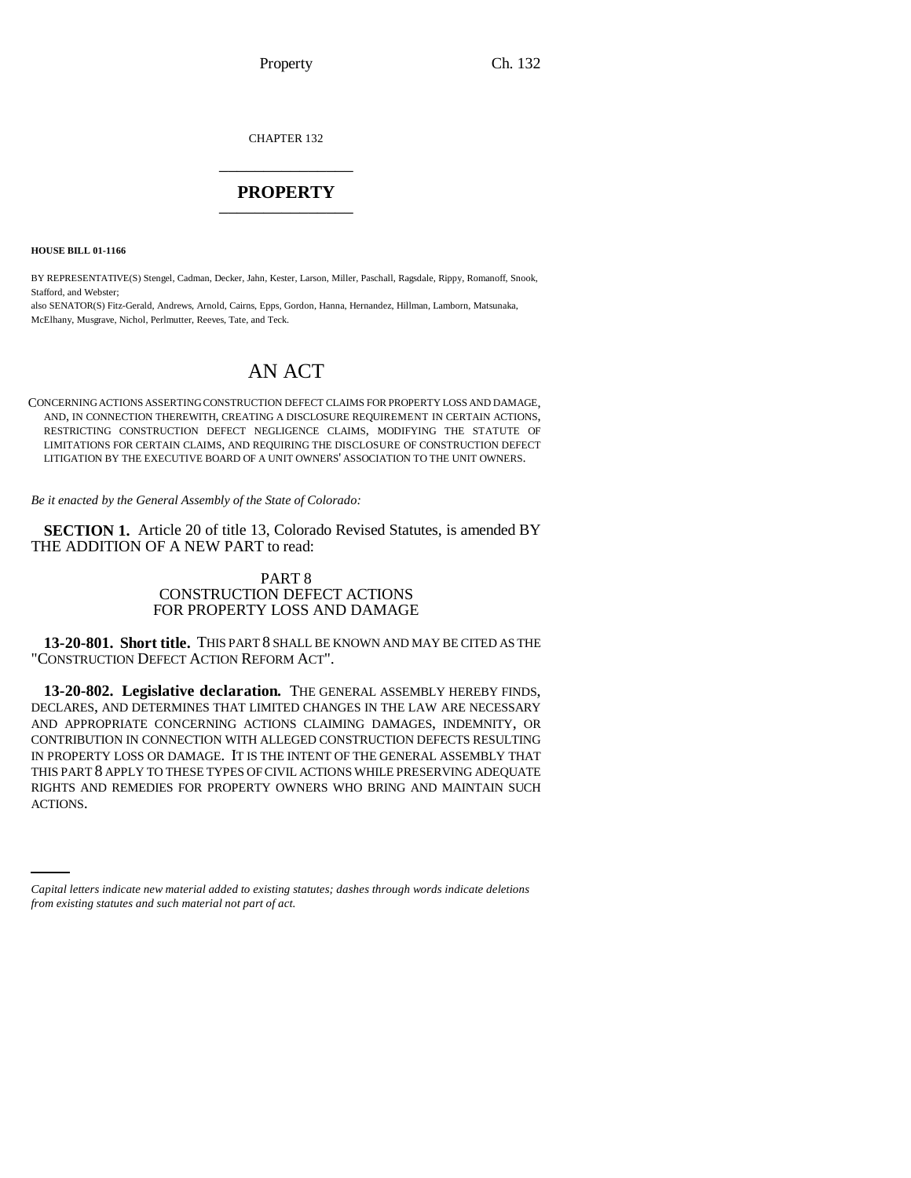CHAPTER 132

# PROPERTY

**HOUSE BILL 01-1166**

BY REPRESENTATIVE(S) Stengel, Cadman, Decker, Jahn, Kester, Larson, Miller, Paschall, Ragsdale, Rippy, Romanoff, Snook, Stafford, and Webster;
also SENATOR(S) Fitz-Gerald, Andrews, Arnold, Cairns, Epps, Gordon, Hanna, Hernandez, Hillman, Lamborn, Matsunaka, McElhany, Musgrave, Nichol, Perlmutter, Reeves, Tate, and Teck.

# AN ACT

CONCERNING ACTIONS ASSERTING CONSTRUCTION DEFECT CLAIMS FOR PROPERTY LOSS AND DAMAGE, AND, IN CONNECTION THEREWITH, CREATING A DISCLOSURE REQUIREMENT IN CERTAIN ACTIONS, RESTRICTING CONSTRUCTION DEFECT NEGLIGENCE CLAIMS, MODIFYING THE STATUTE OF LIMITATIONS FOR CERTAIN CLAIMS, AND REQUIRING THE DISCLOSURE OF CONSTRUCTION DEFECT LITIGATION BY THE EXECUTIVE BOARD OF A UNIT OWNERS' ASSOCIATION TO THE UNIT OWNERS.

*Be it enacted by the General Assembly of the State of Colorado:*

**SECTION 1.** Article 20 of title 13, Colorado Revised Statutes, is amended BY THE ADDITION OF A NEW PART to read:

PART 8
CONSTRUCTION DEFECT ACTIONS
FOR PROPERTY LOSS AND DAMAGE

**13-20-801. Short title.** THIS PART 8 SHALL BE KNOWN AND MAY BE CITED AS THE "CONSTRUCTION DEFECT ACTION REFORM ACT".

**13-20-802. Legislative declaration.** THE GENERAL ASSEMBLY HEREBY FINDS, DECLARES, AND DETERMINES THAT LIMITED CHANGES IN THE LAW ARE NECESSARY AND APPROPRIATE CONCERNING ACTIONS CLAIMING DAMAGES, INDEMNITY, OR CONTRIBUTION IN CONNECTION WITH ALLEGED CONSTRUCTION DEFECTS RESULTING IN PROPERTY LOSS OR DAMAGE. IT IS THE INTENT OF THE GENERAL ASSEMBLY THAT THIS PART 8 APPLY TO THESE TYPES OF CIVIL ACTIONS WHILE PRESERVING ADEQUATE RIGHTS AND REMEDIES FOR PROPERTY OWNERS WHO BRING AND MAINTAIN SUCH ACTIONS.

*Capital letters indicate new material added to existing statutes; dashes through words indicate deletions from existing statutes and such material not part of act.*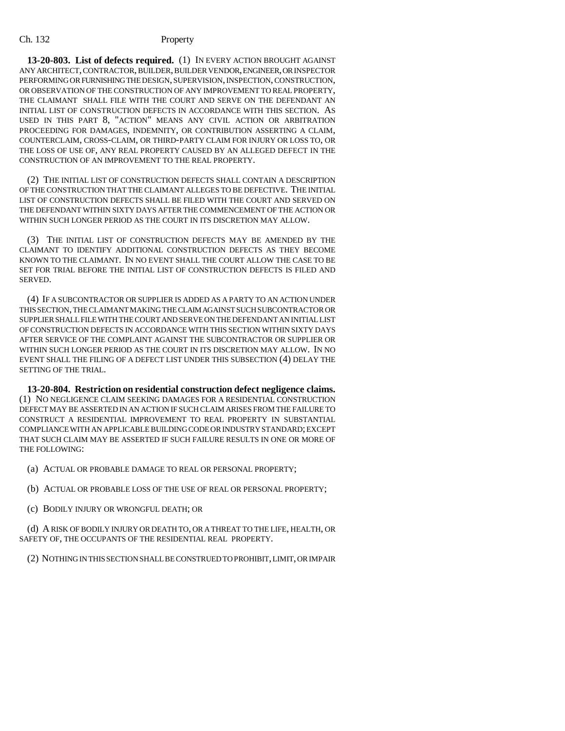**13-20-803. List of defects required.** (1) IN EVERY ACTION BROUGHT AGAINST ANY ARCHITECT, CONTRACTOR, BUILDER, BUILDER VENDOR, ENGINEER, OR INSPECTOR PERFORMING OR FURNISHING THE DESIGN, SUPERVISION, INSPECTION, CONSTRUCTION, OR OBSERVATION OF THE CONSTRUCTION OF ANY IMPROVEMENT TO REAL PROPERTY, THE CLAIMANT SHALL FILE WITH THE COURT AND SERVE ON THE DEFENDANT AN INITIAL LIST OF CONSTRUCTION DEFECTS IN ACCORDANCE WITH THIS SECTION. AS USED IN THIS PART 8, "ACTION" MEANS ANY CIVIL ACTION OR ARBITRATION PROCEEDING FOR DAMAGES, INDEMNITY, OR CONTRIBUTION ASSERTING A CLAIM, COUNTERCLAIM, CROSS-CLAIM, OR THIRD-PARTY CLAIM FOR INJURY OR LOSS TO, OR THE LOSS OF USE OF, ANY REAL PROPERTY CAUSED BY AN ALLEGED DEFECT IN THE CONSTRUCTION OF AN IMPROVEMENT TO THE REAL PROPERTY.

(2) THE INITIAL LIST OF CONSTRUCTION DEFECTS SHALL CONTAIN A DESCRIPTION OF THE CONSTRUCTION THAT THE CLAIMANT ALLEGES TO BE DEFECTIVE. THE INITIAL LIST OF CONSTRUCTION DEFECTS SHALL BE FILED WITH THE COURT AND SERVED ON THE DEFENDANT WITHIN SIXTY DAYS AFTER THE COMMENCEMENT OF THE ACTION OR WITHIN SUCH LONGER PERIOD AS THE COURT IN ITS DISCRETION MAY ALLOW.

(3) THE INITIAL LIST OF CONSTRUCTION DEFECTS MAY BE AMENDED BY THE CLAIMANT TO IDENTIFY ADDITIONAL CONSTRUCTION DEFECTS AS THEY BECOME KNOWN TO THE CLAIMANT. IN NO EVENT SHALL THE COURT ALLOW THE CASE TO BE SET FOR TRIAL BEFORE THE INITIAL LIST OF CONSTRUCTION DEFECTS IS FILED AND SERVED.

(4) IF A SUBCONTRACTOR OR SUPPLIER IS ADDED AS A PARTY TO AN ACTION UNDER THIS SECTION, THE CLAIMANT MAKING THE CLAIM AGAINST SUCH SUBCONTRACTOR OR SUPPLIER SHALL FILE WITH THE COURT AND SERVE ON THE DEFENDANT AN INITIAL LIST OF CONSTRUCTION DEFECTS IN ACCORDANCE WITH THIS SECTION WITHIN SIXTY DAYS AFTER SERVICE OF THE COMPLAINT AGAINST THE SUBCONTRACTOR OR SUPPLIER OR WITHIN SUCH LONGER PERIOD AS THE COURT IN ITS DISCRETION MAY ALLOW. IN NO EVENT SHALL THE FILING OF A DEFECT LIST UNDER THIS SUBSECTION (4) DELAY THE SETTING OF THE TRIAL.

**13-20-804. Restriction on residential construction defect negligence claims.** (1) NO NEGLIGENCE CLAIM SEEKING DAMAGES FOR A RESIDENTIAL CONSTRUCTION DEFECT MAY BE ASSERTED IN AN ACTION IF SUCH CLAIM ARISES FROM THE FAILURE TO CONSTRUCT A RESIDENTIAL IMPROVEMENT TO REAL PROPERTY IN SUBSTANTIAL COMPLIANCE WITH AN APPLICABLE BUILDING CODE OR INDUSTRY STANDARD; EXCEPT THAT SUCH CLAIM MAY BE ASSERTED IF SUCH FAILURE RESULTS IN ONE OR MORE OF THE FOLLOWING:

(a) ACTUAL OR PROBABLE DAMAGE TO REAL OR PERSONAL PROPERTY;

(b) ACTUAL OR PROBABLE LOSS OF THE USE OF REAL OR PERSONAL PROPERTY;

(c) BODILY INJURY OR WRONGFUL DEATH; OR

(d) A RISK OF BODILY INJURY OR DEATH TO, OR A THREAT TO THE LIFE, HEALTH, OR SAFETY OF, THE OCCUPANTS OF THE RESIDENTIAL REAL PROPERTY.

(2) NOTHING IN THIS SECTION SHALL BE CONSTRUED TO PROHIBIT, LIMIT, OR IMPAIR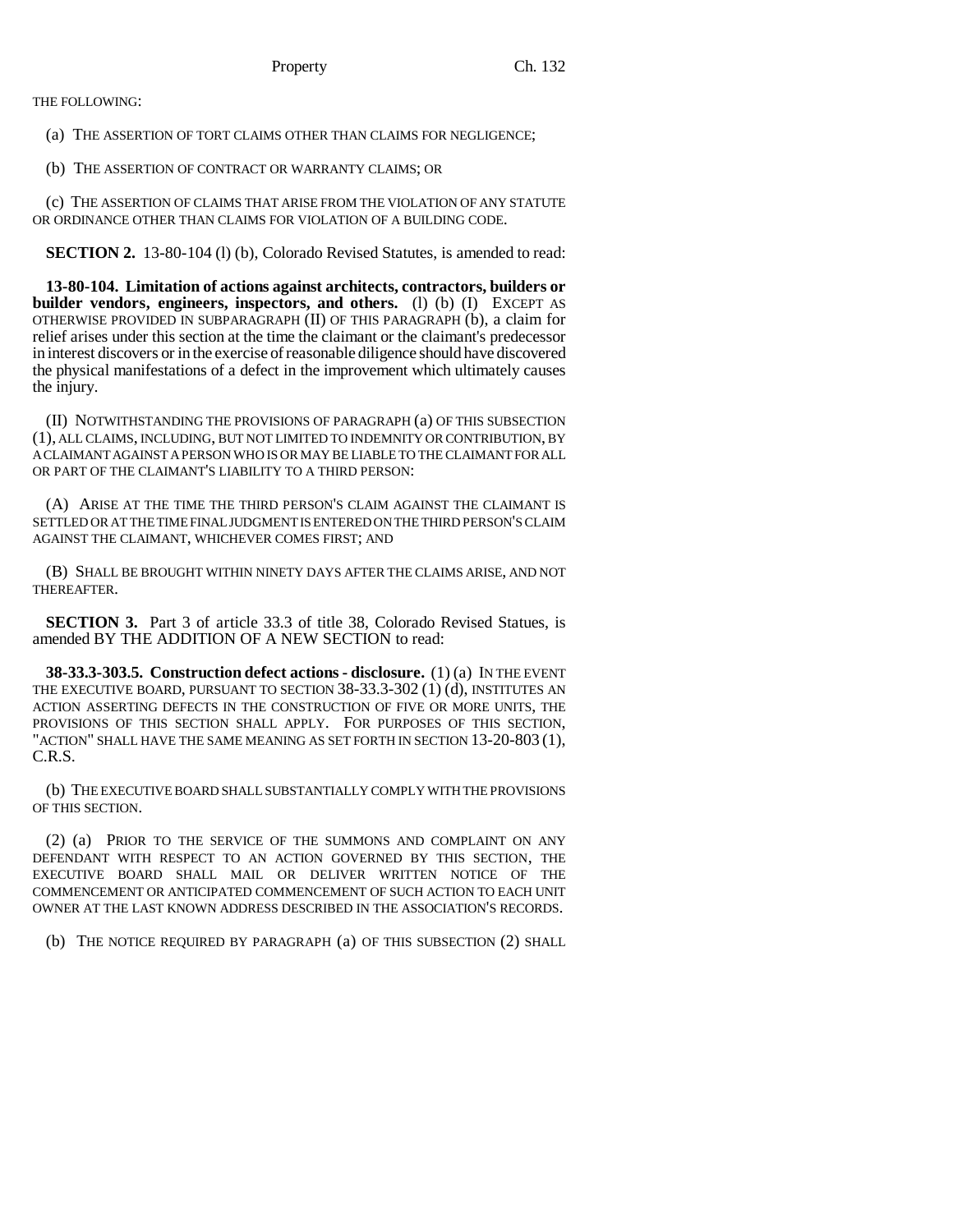THE FOLLOWING:

(a) THE ASSERTION OF TORT CLAIMS OTHER THAN CLAIMS FOR NEGLIGENCE;

(b) THE ASSERTION OF CONTRACT OR WARRANTY CLAIMS; OR

(c) THE ASSERTION OF CLAIMS THAT ARISE FROM THE VIOLATION OF ANY STATUTE OR ORDINANCE OTHER THAN CLAIMS FOR VIOLATION OF A BUILDING CODE.

**SECTION 2.** 13-80-104 (l) (b), Colorado Revised Statutes, is amended to read:

**13-80-104. Limitation of actions against architects, contractors, builders or builder vendors, engineers, inspectors, and others.** (l) (b) (I) EXCEPT AS OTHERWISE PROVIDED IN SUBPARAGRAPH (II) OF THIS PARAGRAPH (b), a claim for relief arises under this section at the time the claimant or the claimant's predecessor in interest discovers or in the exercise of reasonable diligence should have discovered the physical manifestations of a defect in the improvement which ultimately causes the injury.

(II) NOTWITHSTANDING THE PROVISIONS OF PARAGRAPH (a) OF THIS SUBSECTION (1), ALL CLAIMS, INCLUDING, BUT NOT LIMITED TO INDEMNITY OR CONTRIBUTION, BY A CLAIMANT AGAINST A PERSON WHO IS OR MAY BE LIABLE TO THE CLAIMANT FOR ALL OR PART OF THE CLAIMANT'S LIABILITY TO A THIRD PERSON:

(A) ARISE AT THE TIME THE THIRD PERSON'S CLAIM AGAINST THE CLAIMANT IS SETTLED OR AT THE TIME FINAL JUDGMENT IS ENTERED ON THE THIRD PERSON'S CLAIM AGAINST THE CLAIMANT, WHICHEVER COMES FIRST; AND

(B) SHALL BE BROUGHT WITHIN NINETY DAYS AFTER THE CLAIMS ARISE, AND NOT THEREAFTER.

**SECTION 3.** Part 3 of article 33.3 of title 38, Colorado Revised Statues, is amended BY THE ADDITION OF A NEW SECTION to read:

**38-33.3-303.5. Construction defect actions - disclosure.** (1) (a) IN THE EVENT THE EXECUTIVE BOARD, PURSUANT TO SECTION 38-33.3-302 (1) (d), INSTITUTES AN ACTION ASSERTING DEFECTS IN THE CONSTRUCTION OF FIVE OR MORE UNITS, THE PROVISIONS OF THIS SECTION SHALL APPLY. FOR PURPOSES OF THIS SECTION, "ACTION" SHALL HAVE THE SAME MEANING AS SET FORTH IN SECTION 13-20-803 (1), C.R.S.

(b) THE EXECUTIVE BOARD SHALL SUBSTANTIALLY COMPLY WITH THE PROVISIONS OF THIS SECTION.

(2) (a) PRIOR TO THE SERVICE OF THE SUMMONS AND COMPLAINT ON ANY DEFENDANT WITH RESPECT TO AN ACTION GOVERNED BY THIS SECTION, THE EXECUTIVE BOARD SHALL MAIL OR DELIVER WRITTEN NOTICE OF THE COMMENCEMENT OR ANTICIPATED COMMENCEMENT OF SUCH ACTION TO EACH UNIT OWNER AT THE LAST KNOWN ADDRESS DESCRIBED IN THE ASSOCIATION'S RECORDS.

(b) THE NOTICE REQUIRED BY PARAGRAPH (a) OF THIS SUBSECTION (2) SHALL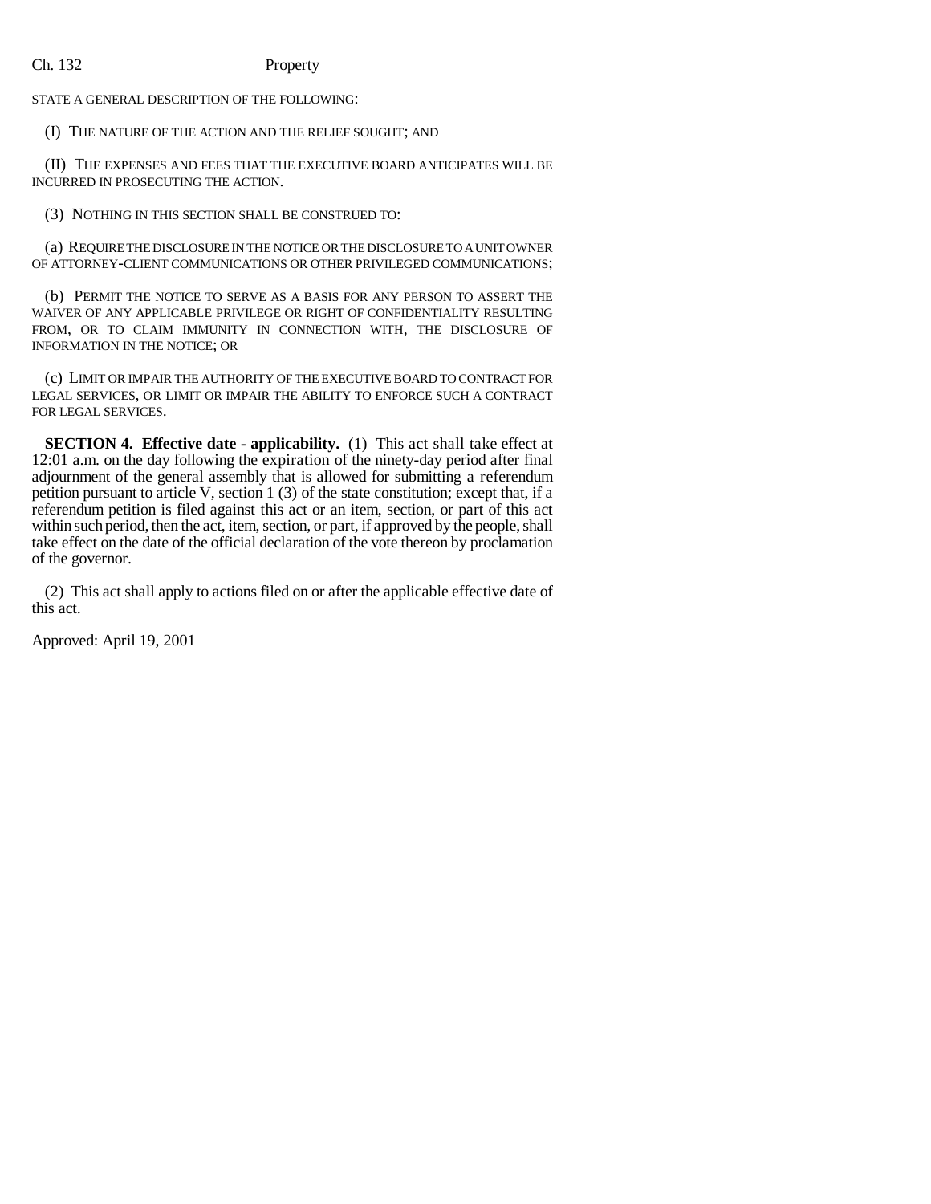STATE A GENERAL DESCRIPTION OF THE FOLLOWING:

(I) THE NATURE OF THE ACTION AND THE RELIEF SOUGHT; AND

(II) THE EXPENSES AND FEES THAT THE EXECUTIVE BOARD ANTICIPATES WILL BE INCURRED IN PROSECUTING THE ACTION.

(3) NOTHING IN THIS SECTION SHALL BE CONSTRUED TO:

(a) REQUIRE THE DISCLOSURE IN THE NOTICE OR THE DISCLOSURE TO A UNIT OWNER OF ATTORNEY-CLIENT COMMUNICATIONS OR OTHER PRIVILEGED COMMUNICATIONS;

(b) PERMIT THE NOTICE TO SERVE AS A BASIS FOR ANY PERSON TO ASSERT THE WAIVER OF ANY APPLICABLE PRIVILEGE OR RIGHT OF CONFIDENTIALITY RESULTING FROM, OR TO CLAIM IMMUNITY IN CONNECTION WITH, THE DISCLOSURE OF INFORMATION IN THE NOTICE; OR

(c) LIMIT OR IMPAIR THE AUTHORITY OF THE EXECUTIVE BOARD TO CONTRACT FOR LEGAL SERVICES, OR LIMIT OR IMPAIR THE ABILITY TO ENFORCE SUCH A CONTRACT FOR LEGAL SERVICES.

**SECTION 4. Effective date - applicability.** (1) This act shall take effect at 12:01 a.m. on the day following the expiration of the ninety-day period after final adjournment of the general assembly that is allowed for submitting a referendum petition pursuant to article V, section 1 (3) of the state constitution; except that, if a referendum petition is filed against this act or an item, section, or part of this act within such period, then the act, item, section, or part, if approved by the people, shall take effect on the date of the official declaration of the vote thereon by proclamation of the governor.

(2) This act shall apply to actions filed on or after the applicable effective date of this act.

Approved: April 19, 2001